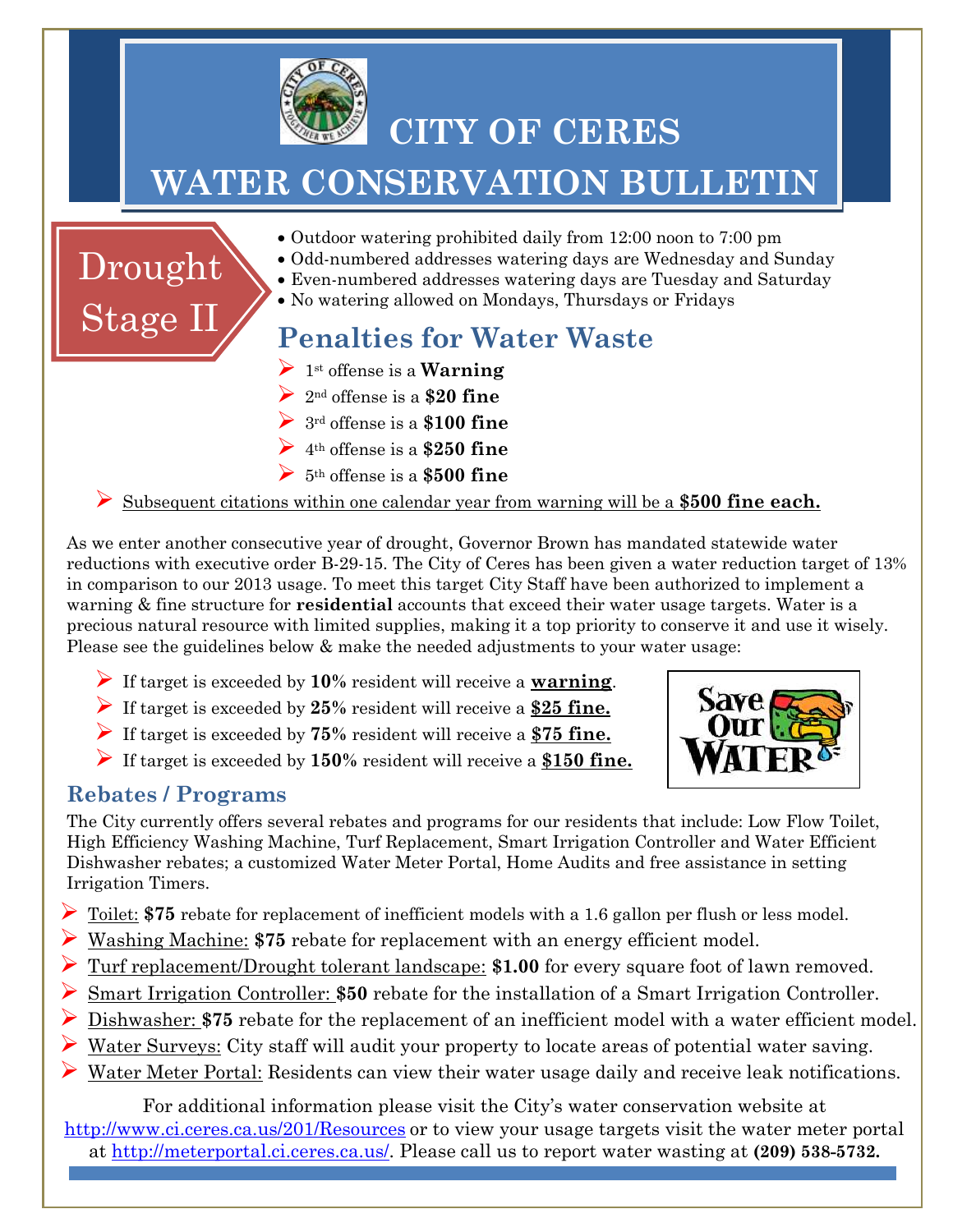# CITY OF CERES
# WATER CONSERVATION BULLETIN

## Drought Stage II

- Outdoor watering prohibited daily from 12:00 noon to 7:00 pm
- Odd-numbered addresses watering days are Wednesday and Sunday
- Even-numbered addresses watering days are Tuesday and Saturday
- No watering allowed on Mondays, Thursdays or Fridays

## Penalties for Water Waste

- 1st offense is a **Warning**
- 2nd offense is a **$20 fine**
- 3rd offense is a **$100 fine**
- 4th offense is a **$250 fine**
- 5th offense is a **$500 fine**
- Subsequent citations within one calendar year from warning will be a **$500 fine each.**

As we enter another consecutive year of drought, Governor Brown has mandated statewide water reductions with executive order B-29-15. The City of Ceres has been given a water reduction target of 13% in comparison to our 2013 usage. To meet this target City Staff have been authorized to implement a warning & fine structure for **residential** accounts that exceed their water usage targets. Water is a precious natural resource with limited supplies, making it a top priority to conserve it and use it wisely. Please see the guidelines below & make the needed adjustments to your water usage:

- If target is exceeded by **10%** resident will receive a **warning**.
- If target is exceeded by **25%** resident will receive a **$25 fine.**
- If target is exceeded by **75%** resident will receive a **$75 fine.**
- If target is exceeded by **150%** resident will receive a **$150 fine.**

Save Our WATER

### Rebates / Programs

The City currently offers several rebates and programs for our residents that include: Low Flow Toilet, High Efficiency Washing Machine, Turf Replacement, Smart Irrigation Controller and Water Efficient Dishwasher rebates; a customized Water Meter Portal, Home Audits and free assistance in setting Irrigation Timers.

- Toilet: **$75** rebate for replacement of inefficient models with a 1.6 gallon per flush or less model.
- Washing Machine: **$75** rebate for replacement with an energy efficient model.
- Turf replacement/Drought tolerant landscape: **$1.00** for every square foot of lawn removed.
- Smart Irrigation Controller: **$50** rebate for the installation of a Smart Irrigation Controller.
- Dishwasher: **$75** rebate for the replacement of an inefficient model with a water efficient model.
- Water Surveys: City staff will audit your property to locate areas of potential water saving.
- Water Meter Portal: Residents can view their water usage daily and receive leak notifications.

For additional information please visit the City's water conservation website at http://www.ci.ceres.ca.us/201/Resources or to view your usage targets visit the water meter portal at http://meterportal.ci.ceres.ca.us/. Please call us to report water wasting at **(209) 538-5732.**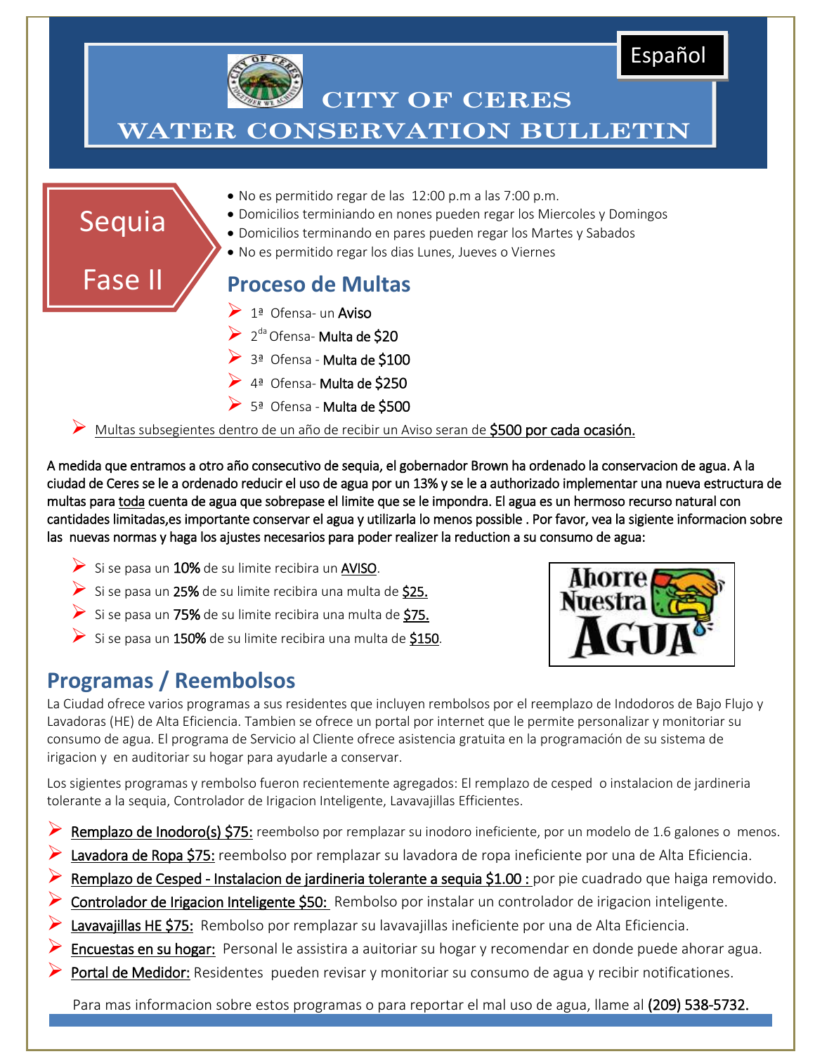Español

# CITY OF CERES
# WATER CONSERVATION BULLETIN

**Sequia Fase II**

- No es permitido regar de las 12:00 p.m a las 7:00 p.m.
- Domicilios terminiando en nones pueden regar los Miercoles y Domingos
- Domicilios terminando en pares pueden regar los Martes y Sabados
- No es permitido regar los dias Lunes, Jueves o Viernes

## Proceso de Multas

- 1ª Ofensa- un **Aviso**
- 2da Ofensa- **Multa de $20**
- 3ª Ofensa - **Multa de $100**
- 4ª Ofensa- **Multa de $250**
- 5ª Ofensa - **Multa de $500**
- Multas subsegientes dentro de un año de recibir un Aviso seran de **$500 por cada ocasión.**

**A medida que entramos a otro año consecutivo de sequia, el gobernador Brown ha ordenado la conservacion de agua. A la ciudad de Ceres se le a ordenado reducir el uso de agua por un 13% y se le a authorizado implementar una nueva estructura de multas para toda cuenta de agua que sobrepase el limite que se le impondra. El agua es un hermoso recurso natural con cantidades limitadas,es importante conservar el agua y utilizarla lo menos possible . Por favor, vea la sigiente informacion sobre las nuevas normas y haga los ajustes necesarios para poder realizer la reduction a su consumo de agua:**

- Si se pasa un **10%** de su limite recibira un AVISO.
- Si se pasa un **25%** de su limite recibira una multa de $25.
- Si se pasa un **75%** de su limite recibira una multa de $75.
- Si se pasa un **150%** de su limite recibira una multa de $150.

Ahorre Nuestra AGUA

## Programas / Reembolsos

La Ciudad ofrece varios programas a sus residentes que incluyen rembolsos por el reemplazo de Indodoros de Bajo Flujo y Lavadoras (HE) de Alta Eficiencia. Tambien se ofrece un portal por internet que le permite personalizar y monitoriar su consumo de agua. El programa de Servicio al Cliente ofrece asistencia gratuita en la programación de su sistema de irigacion y en auditoriar su hogar para ayudarle a conservar.

Los sigientes programas y rembolso fueron recientemente agregados: El remplazo de cesped o instalacion de jardineria tolerante a la sequia, Controlador de Irigacion Inteligente, Lavavajillas Efficientes.

- Remplazo de Inodoro(s) $75: reembolso por remplazar su inodoro ineficiente, por un modelo de 1.6 galones o menos.
- Lavadora de Ropa $75: reembolso por remplazar su lavadora de ropa ineficiente por una de Alta Eficiencia.
- Remplazo de Cesped - Instalacion de jardineria tolerante a sequia $1.00 : por pie cuadrado que haiga removido.
- Controlador de Irigacion Inteligente $50: Rembolso por instalar un controlador de irigacion inteligente.
- Lavavajillas HE $75: Rembolso por remplazar su lavavajillas ineficiente por una de Alta Eficiencia.
- Encuestas en su hogar: Personal le assistira a auitoriar su hogar y recomendar en donde puede ahorar agua.
- Portal de Medidor: Residentes pueden revisar y monitoriar su consumo de agua y recibir notificationes.

Para mas informacion sobre estos programas o para reportar el mal uso de agua, llame al **(209) 538-5732.**